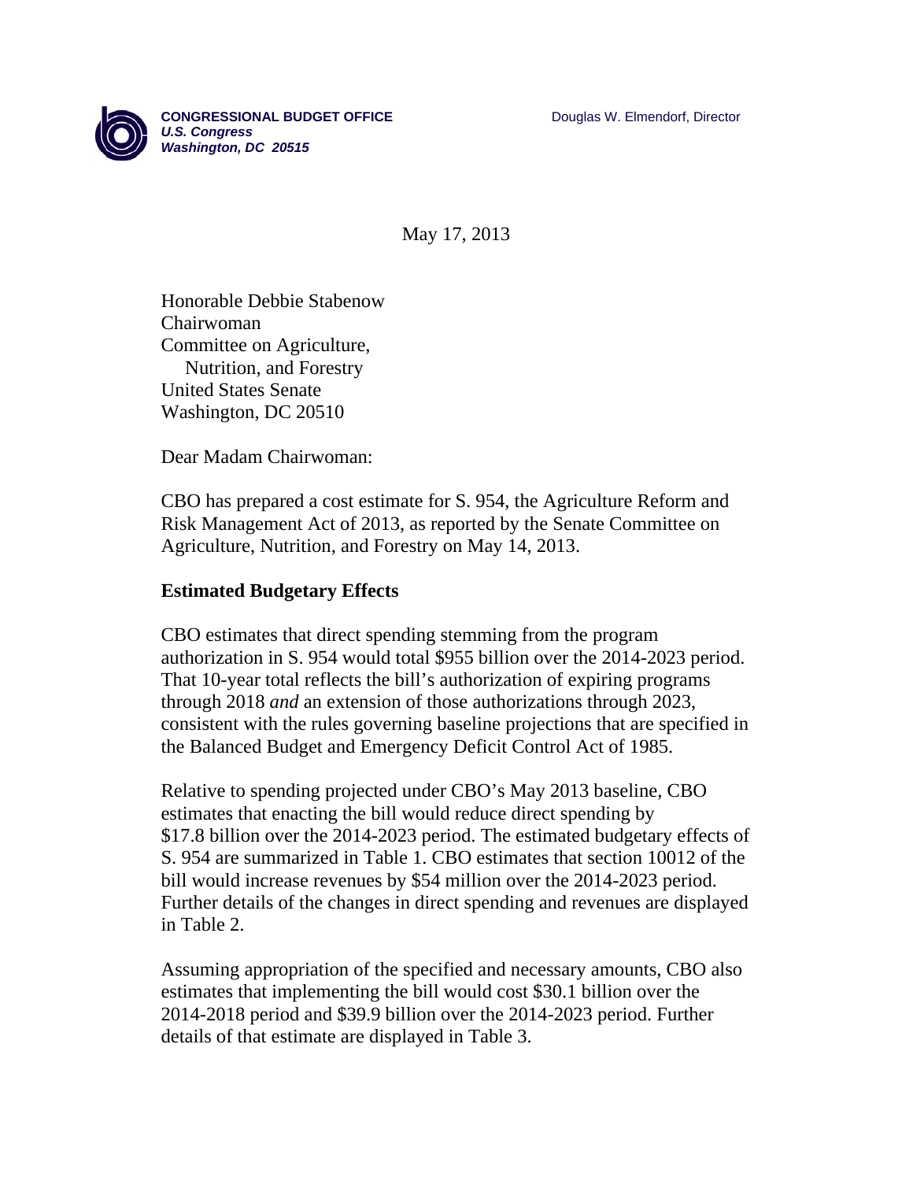**CONGRESSIONAL BUDGET OFFICE**
***U.S. Congress***
***Washington, DC 20515***

Douglas W. Elmendorf, Director

May 17, 2013

Honorable Debbie Stabenow
Chairwoman
Committee on Agriculture,
Nutrition, and Forestry
United States Senate
Washington, DC 20510

Dear Madam Chairwoman:

CBO has prepared a cost estimate for S. 954, the Agriculture Reform and Risk Management Act of 2013, as reported by the Senate Committee on Agriculture, Nutrition, and Forestry on May 14, 2013.

**Estimated Budgetary Effects**

CBO estimates that direct spending stemming from the program authorization in S. 954 would total $955 billion over the 2014-2023 period. That 10-year total reflects the bill's authorization of expiring programs through 2018 *and* an extension of those authorizations through 2023, consistent with the rules governing baseline projections that are specified in the Balanced Budget and Emergency Deficit Control Act of 1985.

Relative to spending projected under CBO's May 2013 baseline, CBO estimates that enacting the bill would reduce direct spending by $17.8 billion over the 2014-2023 period. The estimated budgetary effects of S. 954 are summarized in Table 1. CBO estimates that section 10012 of the bill would increase revenues by $54 million over the 2014-2023 period. Further details of the changes in direct spending and revenues are displayed in Table 2.

Assuming appropriation of the specified and necessary amounts, CBO also estimates that implementing the bill would cost $30.1 billion over the 2014-2018 period and $39.9 billion over the 2014-2023 period. Further details of that estimate are displayed in Table 3.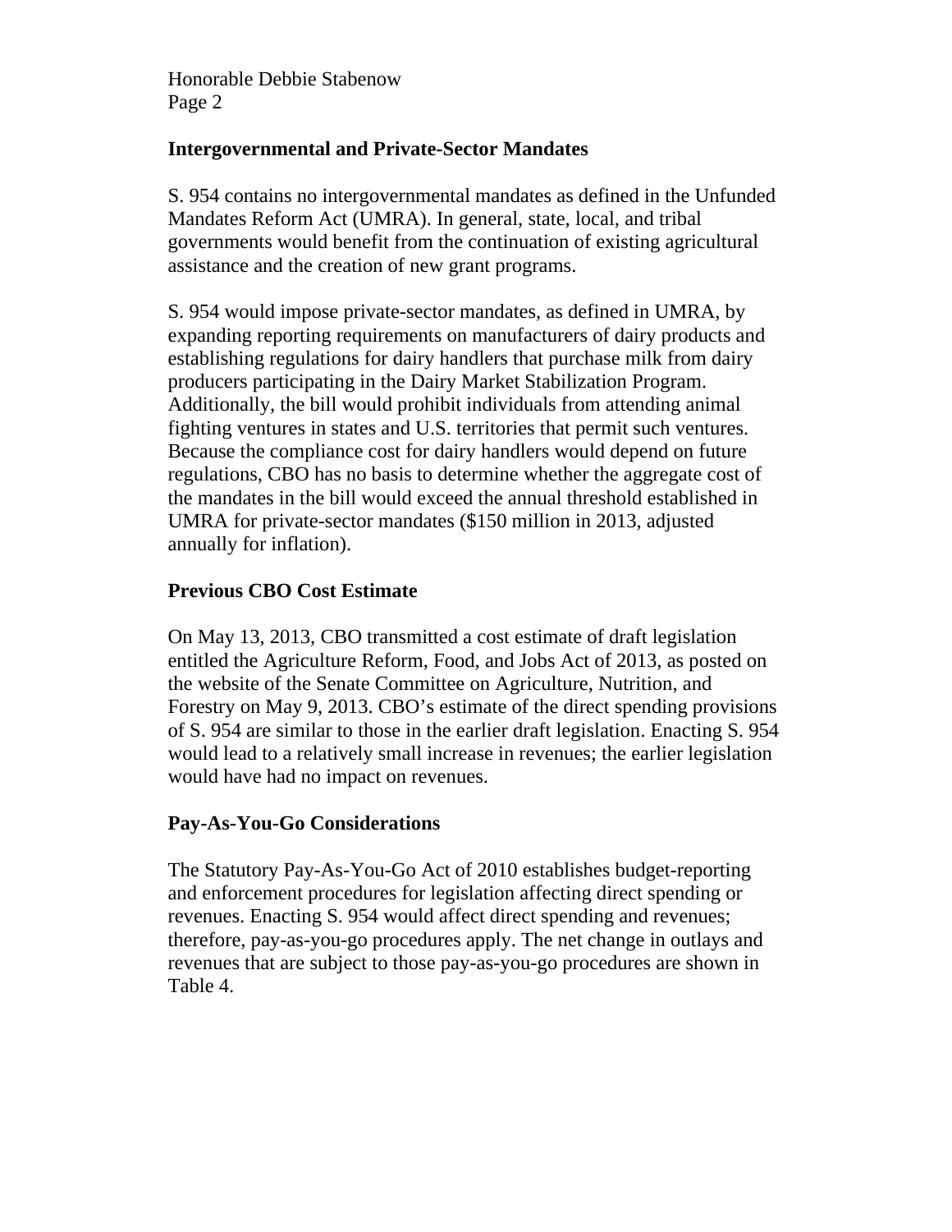**Intergovernmental and Private-Sector Mandates**

S. 954 contains no intergovernmental mandates as defined in the Unfunded Mandates Reform Act (UMRA). In general, state, local, and tribal governments would benefit from the continuation of existing agricultural assistance and the creation of new grant programs.

S. 954 would impose private-sector mandates, as defined in UMRA, by expanding reporting requirements on manufacturers of dairy products and establishing regulations for dairy handlers that purchase milk from dairy producers participating in the Dairy Market Stabilization Program. Additionally, the bill would prohibit individuals from attending animal fighting ventures in states and U.S. territories that permit such ventures. Because the compliance cost for dairy handlers would depend on future regulations, CBO has no basis to determine whether the aggregate cost of the mandates in the bill would exceed the annual threshold established in UMRA for private-sector mandates ($150 million in 2013, adjusted annually for inflation).

**Previous CBO Cost Estimate**

On May 13, 2013, CBO transmitted a cost estimate of draft legislation entitled the Agriculture Reform, Food, and Jobs Act of 2013, as posted on the website of the Senate Committee on Agriculture, Nutrition, and Forestry on May 9, 2013. CBO's estimate of the direct spending provisions of S. 954 are similar to those in the earlier draft legislation. Enacting S. 954 would lead to a relatively small increase in revenues; the earlier legislation would have had no impact on revenues.

**Pay-As-You-Go Considerations**

The Statutory Pay-As-You-Go Act of 2010 establishes budget-reporting and enforcement procedures for legislation affecting direct spending or revenues. Enacting S. 954 would affect direct spending and revenues; therefore, pay-as-you-go procedures apply. The net change in outlays and revenues that are subject to those pay-as-you-go procedures are shown in Table 4.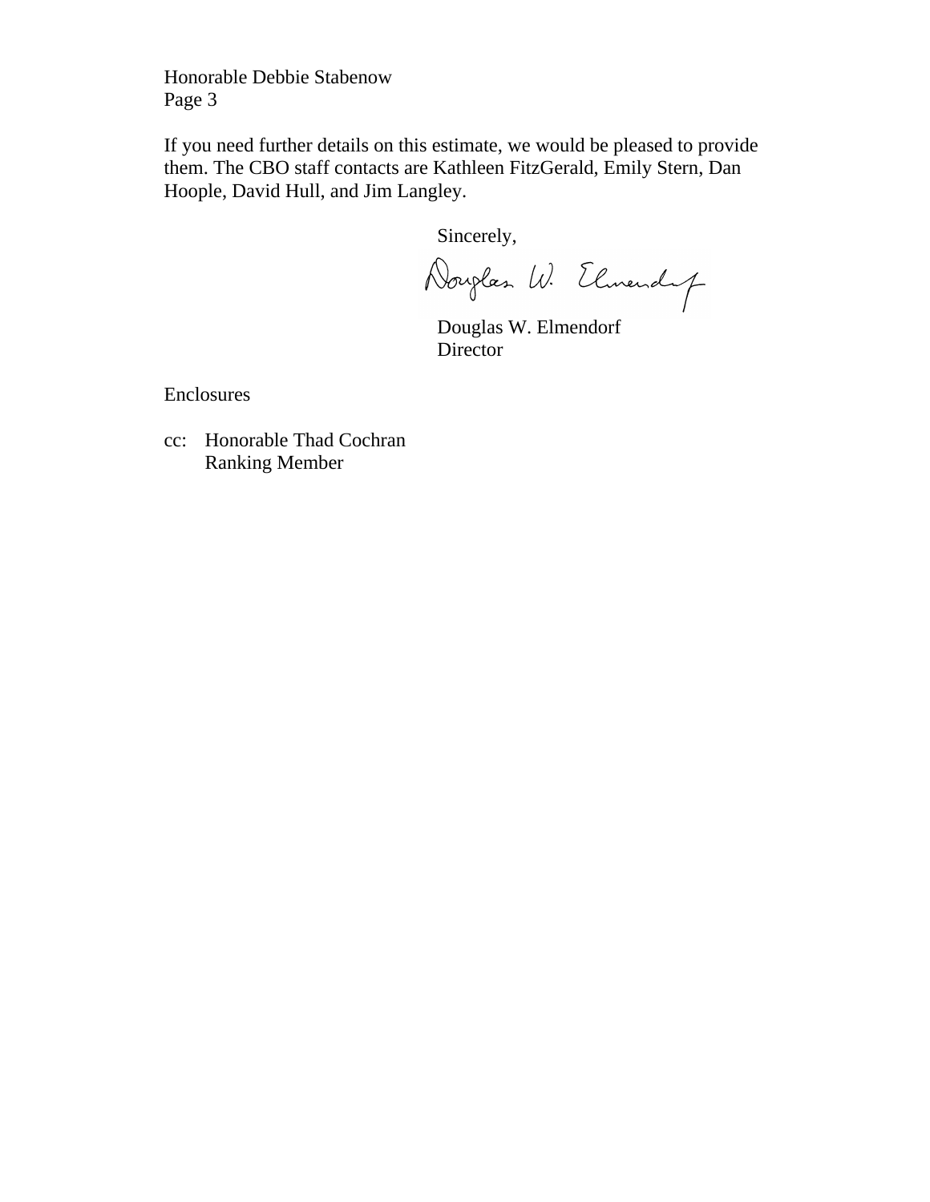Honorable Debbie Stabenow
Page 3

If you need further details on this estimate, we would be pleased to provide them. The CBO staff contacts are Kathleen FitzGerald, Emily Stern, Dan Hoople, David Hull, and Jim Langley.

Sincerely,

Douglas W. Elmendorf
Director

Enclosures

cc: Honorable Thad Cochran
Ranking Member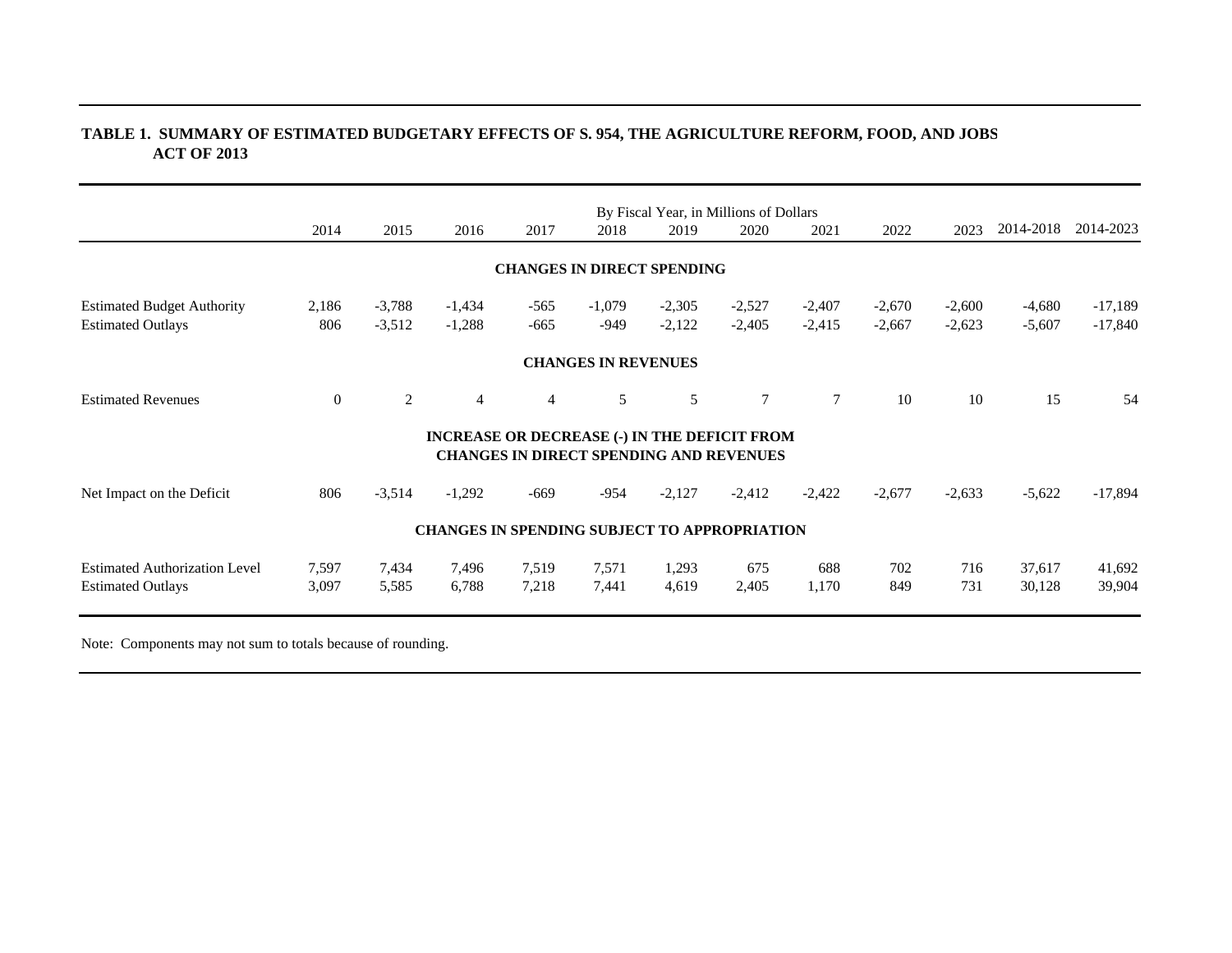**TABLE 1. SUMMARY OF ESTIMATED BUDGETARY EFFECTS OF S. 954, THE AGRICULTURE REFORM, FOOD, AND JOBS ACT OF 2013**

| | By Fiscal Year, in Millions of Dollars | | | | | | | | | | | |
|---|---|---|---|---|---|---|---|---|---|---|---|---|
| | 2014 | 2015 | 2016 | 2017 | 2018 | 2019 | 2020 | 2021 | 2022 | 2023 | 2014-2018 | 2014-2023 |
| **CHANGES IN DIRECT SPENDING** | | | | | | | | | | | | |
| Estimated Budget Authority | 2,186 | -3,788 | -1,434 | -565 | -1,079 | -2,305 | -2,527 | -2,407 | -2,670 | -2,600 | -4,680 | -17,189 |
| Estimated Outlays | 806 | -3,512 | -1,288 | -665 | -949 | -2,122 | -2,405 | -2,415 | -2,667 | -2,623 | -5,607 | -17,840 |
| **CHANGES IN REVENUES** | | | | | | | | | | | | |
| Estimated Revenues | 0 | 2 | 4 | 4 | 5 | 5 | 7 | 7 | 10 | 10 | 15 | 54 |
| **INCREASE OR DECREASE (-) IN THE DEFICIT FROM CHANGES IN DIRECT SPENDING AND REVENUES** | | | | | | | | | | | | |
| Net Impact on the Deficit | 806 | -3,514 | -1,292 | -669 | -954 | -2,127 | -2,412 | -2,422 | -2,677 | -2,633 | -5,622 | -17,894 |
| **CHANGES IN SPENDING SUBJECT TO APPROPRIATION** | | | | | | | | | | | | |
| Estimated Authorization Level | 7,597 | 7,434 | 7,496 | 7,519 | 7,571 | 1,293 | 675 | 688 | 702 | 716 | 37,617 | 41,692 |
| Estimated Outlays | 3,097 | 5,585 | 6,788 | 7,218 | 7,441 | 4,619 | 2,405 | 1,170 | 849 | 731 | 30,128 | 39,904 |

Note: Components may not sum to totals because of rounding.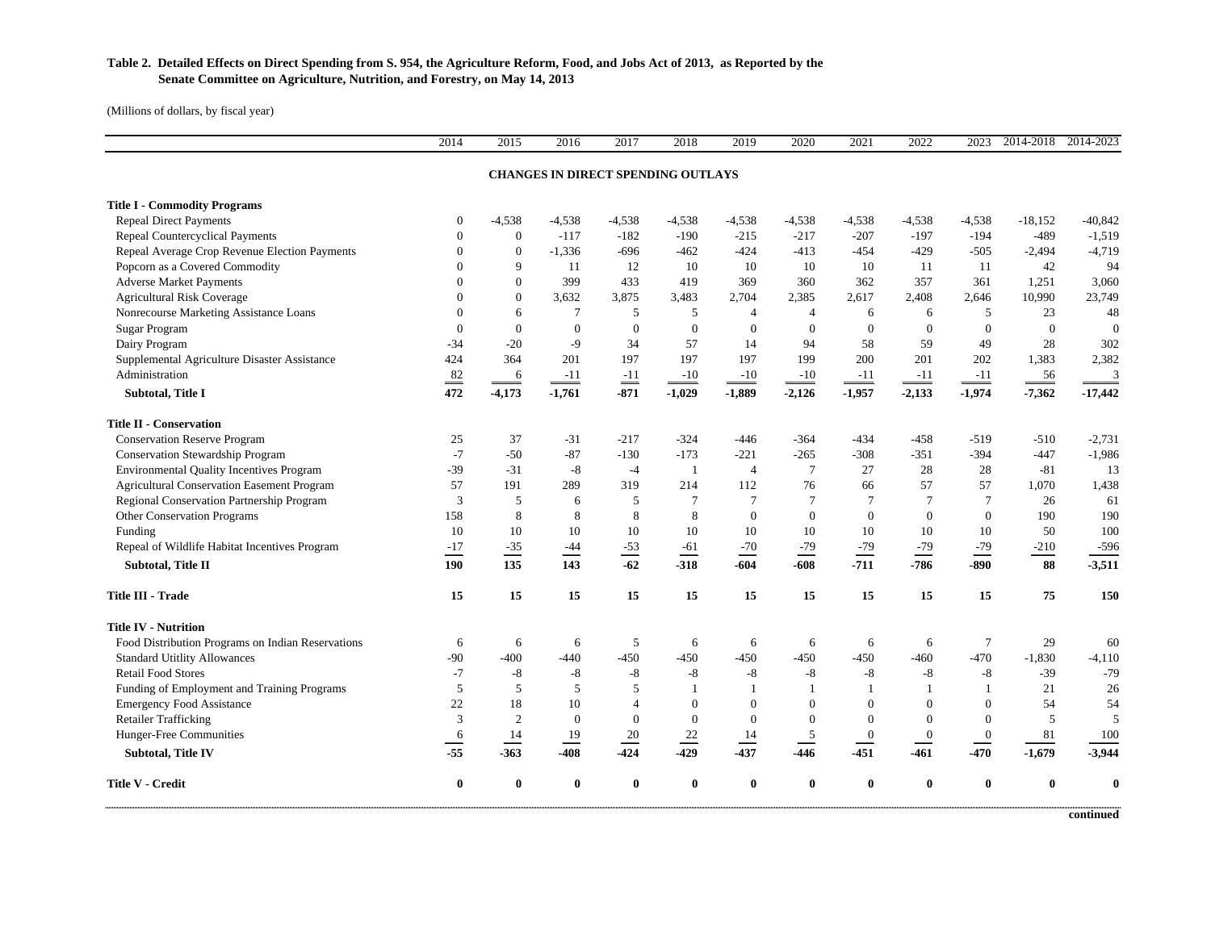**Table 2. Detailed Effects on Direct Spending from S. 954, the Agriculture Reform, Food, and Jobs Act of 2013, as Reported by the Senate Committee on Agriculture, Nutrition, and Forestry, on May 14, 2013**

(Millions of dollars, by fiscal year)

| | 2014 | 2015 | 2016 | 2017 | 2018 | 2019 | 2020 | 2021 | 2022 | 2023 | 2014-2018 | 2014-2023 |
|---|---|---|---|---|---|---|---|---|---|---|---|---|
| **CHANGES IN DIRECT SPENDING OUTLAYS** | | | | | | | | | | | | |
| **Title I - Commodity Programs** | | | | | | | | | | | | |
| Repeal Direct Payments | 0 | -4,538 | -4,538 | -4,538 | -4,538 | -4,538 | -4,538 | -4,538 | -4,538 | -4,538 | -18,152 | -40,842 |
| Repeal Countercyclical Payments | 0 | 0 | -117 | -182 | -190 | -215 | -217 | -207 | -197 | -194 | -489 | -1,519 |
| Repeal Average Crop Revenue Election Payments | 0 | 0 | -1,336 | -696 | -462 | -424 | -413 | -454 | -429 | -505 | -2,494 | -4,719 |
| Popcorn as a Covered Commodity | 0 | 9 | 11 | 12 | 10 | 10 | 10 | 10 | 11 | 11 | 42 | 94 |
| Adverse Market Payments | 0 | 0 | 399 | 433 | 419 | 369 | 360 | 362 | 357 | 361 | 1,251 | 3,060 |
| Agricultural Risk Coverage | 0 | 0 | 3,632 | 3,875 | 3,483 | 2,704 | 2,385 | 2,617 | 2,408 | 2,646 | 10,990 | 23,749 |
| Nonrecourse Marketing Assistance Loans | 0 | 6 | 7 | 5 | 5 | 4 | 4 | 6 | 6 | 5 | 23 | 48 |
| Sugar Program | 0 | 0 | 0 | 0 | 0 | 0 | 0 | 0 | 0 | 0 | 0 | 0 |
| Dairy Program | -34 | -20 | -9 | 34 | 57 | 14 | 94 | 58 | 59 | 49 | 28 | 302 |
| Supplemental Agriculture Disaster Assistance | 424 | 364 | 201 | 197 | 197 | 197 | 199 | 200 | 201 | 202 | 1,383 | 2,382 |
| Administration | 82 | 6 | -11 | -11 | -10 | -10 | -10 | -11 | -11 | -11 | 56 | 3 |
| **Subtotal, Title I** | **472** | **-4,173** | **-1,761** | **-871** | **-1,029** | **-1,889** | **-2,126** | **-1,957** | **-2,133** | **-1,974** | **-7,362** | **-17,442** |
| **Title II - Conservation** | | | | | | | | | | | | |
| Conservation Reserve Program | 25 | 37 | -31 | -217 | -324 | -446 | -364 | -434 | -458 | -519 | -510 | -2,731 |
| Conservation Stewardship Program | -7 | -50 | -87 | -130 | -173 | -221 | -265 | -308 | -351 | -394 | -447 | -1,986 |
| Environmental Quality Incentives Program | -39 | -31 | -8 | -4 | 1 | 4 | 7 | 27 | 28 | 28 | -81 | 13 |
| Agricultural Conservation Easement Program | 57 | 191 | 289 | 319 | 214 | 112 | 76 | 66 | 57 | 57 | 1,070 | 1,438 |
| Regional Conservation Partnership Program | 3 | 5 | 6 | 5 | 7 | 7 | 7 | 7 | 7 | 7 | 26 | 61 |
| Other Conservation Programs | 158 | 8 | 8 | 8 | 8 | 0 | 0 | 0 | 0 | 0 | 190 | 190 |
| Funding | 10 | 10 | 10 | 10 | 10 | 10 | 10 | 10 | 10 | 10 | 50 | 100 |
| Repeal of Wildlife Habitat Incentives Program | -17 | -35 | -44 | -53 | -61 | -70 | -79 | -79 | -79 | -79 | -210 | -596 |
| **Subtotal, Title II** | **190** | **135** | **143** | **-62** | **-318** | **-604** | **-608** | **-711** | **-786** | **-890** | **88** | **-3,511** |
| **Title III - Trade** | **15** | **15** | **15** | **15** | **15** | **15** | **15** | **15** | **15** | **15** | **75** | **150** |
| **Title IV - Nutrition** | | | | | | | | | | | | |
| Food Distribution Programs on Indian Reservations | 6 | 6 | 6 | 5 | 6 | 6 | 6 | 6 | 6 | 7 | 29 | 60 |
| Standard Utitlity Allowances | -90 | -400 | -440 | -450 | -450 | -450 | -450 | -450 | -460 | -470 | -1,830 | -4,110 |
| Retail Food Stores | -7 | -8 | -8 | -8 | -8 | -8 | -8 | -8 | -8 | -8 | -39 | -79 |
| Funding of Employment and Training Programs | 5 | 5 | 5 | 5 | 1 | 1 | 1 | 1 | 1 | 1 | 21 | 26 |
| Emergency Food Assistance | 22 | 18 | 10 | 4 | 0 | 0 | 0 | 0 | 0 | 0 | 54 | 54 |
| Retailer Trafficking | 3 | 2 | 0 | 0 | 0 | 0 | 0 | 0 | 0 | 0 | 5 | 5 |
| Hunger-Free Communities | 6 | 14 | 19 | 20 | 22 | 14 | 5 | 0 | 0 | 0 | 81 | 100 |
| **Subtotal, Title IV** | **-55** | **-363** | **-408** | **-424** | **-429** | **-437** | **-446** | **-451** | **-461** | **-470** | **-1,679** | **-3,944** |
| **Title V - Credit** | **0** | **0** | **0** | **0** | **0** | **0** | **0** | **0** | **0** | **0** | **0** | **0** |

**continued**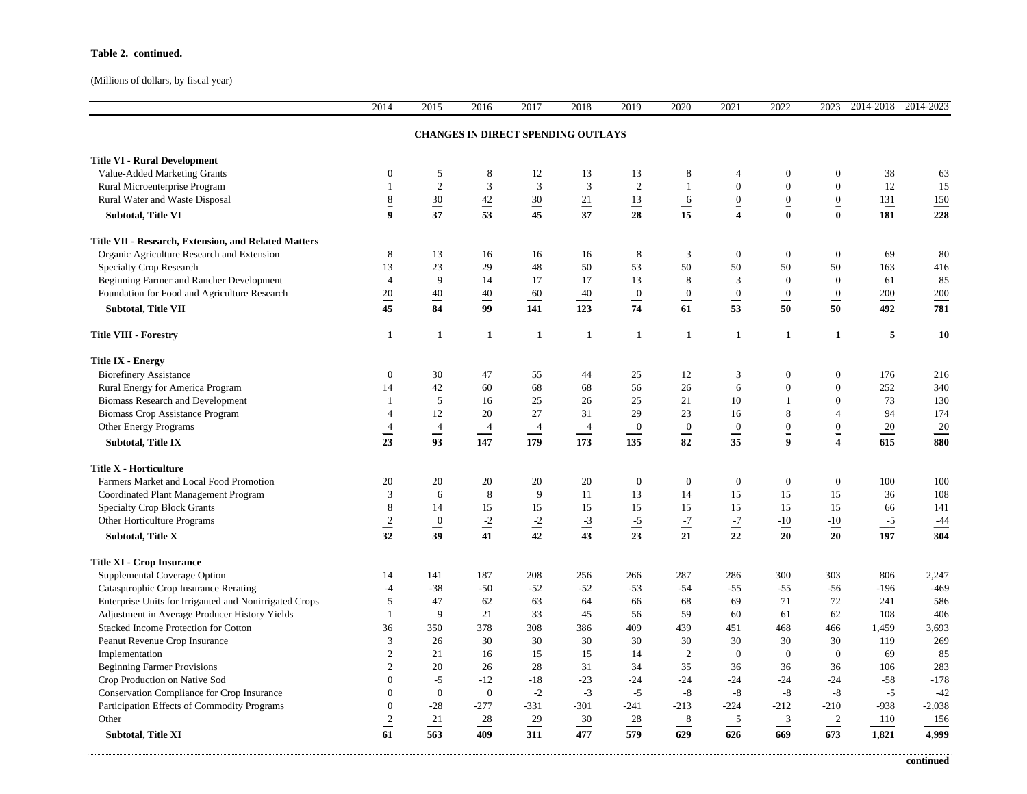**Table 2. continued.**

(Millions of dollars, by fiscal year)

| | 2014 | 2015 | 2016 | 2017 | 2018 | 2019 | 2020 | 2021 | 2022 | 2023 | 2014-2018 | 2014-2023 |
|---|---|---|---|---|---|---|---|---|---|---|---|---|
| **CHANGES IN DIRECT SPENDING OUTLAYS** | | | | | | | | | | | | |
| **Title VI - Rural Development** | | | | | | | | | | | | |
| Value-Added Marketing Grants | 0 | 5 | 8 | 12 | 13 | 13 | 8 | 4 | 0 | 0 | 38 | 63 |
| Rural Microenterprise Program | 1 | 2 | 3 | 3 | 3 | 2 | 1 | 0 | 0 | 0 | 12 | 15 |
| Rural Water and Waste Disposal | 8 | 30 | 42 | 30 | 21 | 13 | 6 | 0 | 0 | 0 | 131 | 150 |
| **Subtotal, Title VI** | **9** | **37** | **53** | **45** | **37** | **28** | **15** | **4** | **0** | **0** | **181** | **228** |
| **Title VII - Research, Extension, and Related Matters** | | | | | | | | | | | | |
| Organic Agriculture Research and Extension | 8 | 13 | 16 | 16 | 16 | 8 | 3 | 0 | 0 | 0 | 69 | 80 |
| Specialty Crop Research | 13 | 23 | 29 | 48 | 50 | 53 | 50 | 50 | 50 | 50 | 163 | 416 |
| Beginning Farmer and Rancher Development | 4 | 9 | 14 | 17 | 17 | 13 | 8 | 3 | 0 | 0 | 61 | 85 |
| Foundation for Food and Agriculture Research | 20 | 40 | 40 | 60 | 40 | 0 | 0 | 0 | 0 | 0 | 200 | 200 |
| **Subtotal, Title VII** | **45** | **84** | **99** | **141** | **123** | **74** | **61** | **53** | **50** | **50** | **492** | **781** |
| **Title VIII - Forestry** | **1** | **1** | **1** | **1** | **1** | **1** | **1** | **1** | **1** | **1** | **5** | **10** |
| **Title IX - Energy** | | | | | | | | | | | | |
| Biorefinery Assistance | 0 | 30 | 47 | 55 | 44 | 25 | 12 | 3 | 0 | 0 | 176 | 216 |
| Rural Energy for America Program | 14 | 42 | 60 | 68 | 68 | 56 | 26 | 6 | 0 | 0 | 252 | 340 |
| Biomass Research and Development | 1 | 5 | 16 | 25 | 26 | 25 | 21 | 10 | 1 | 0 | 73 | 130 |
| Biomass Crop Assistance Program | 4 | 12 | 20 | 27 | 31 | 29 | 23 | 16 | 8 | 4 | 94 | 174 |
| Other Energy Programs | 4 | 4 | 4 | 4 | 4 | 0 | 0 | 0 | 0 | 0 | 20 | 20 |
| **Subtotal, Title IX** | **23** | **93** | **147** | **179** | **173** | **135** | **82** | **35** | **9** | **4** | **615** | **880** |
| **Title X - Horticulture** | | | | | | | | | | | | |
| Farmers Market and Local Food Promotion | 20 | 20 | 20 | 20 | 20 | 0 | 0 | 0 | 0 | 0 | 100 | 100 |
| Coordinated Plant Management Program | 3 | 6 | 8 | 9 | 11 | 13 | 14 | 15 | 15 | 15 | 36 | 108 |
| Specialty Crop Block Grants | 8 | 14 | 15 | 15 | 15 | 15 | 15 | 15 | 15 | 15 | 66 | 141 |
| Other Horticulture Programs | 2 | 0 | -2 | -2 | -3 | -5 | -7 | -7 | -10 | -10 | -5 | -44 |
| **Subtotal, Title X** | **32** | **39** | **41** | **42** | **43** | **23** | **21** | **22** | **20** | **20** | **197** | **304** |
| **Title XI - Crop Insurance** | | | | | | | | | | | | |
| Supplemental Coverage Option | 14 | 141 | 187 | 208 | 256 | 266 | 287 | 286 | 300 | 303 | 806 | 2,247 |
| Catasptrophic Crop Insurance Rerating | -4 | -38 | -50 | -52 | -52 | -53 | -54 | -55 | -55 | -56 | -196 | -469 |
| Enterprise Units for Irrigated and Nonirrigated Crops | 5 | 47 | 62 | 63 | 64 | 66 | 68 | 69 | 71 | 72 | 241 | 586 |
| Adjustment in Average Producer History Yields | 1 | 9 | 21 | 33 | 45 | 56 | 59 | 60 | 61 | 62 | 108 | 406 |
| Stacked Income Protection for Cotton | 36 | 350 | 378 | 308 | 386 | 409 | 439 | 451 | 468 | 466 | 1,459 | 3,693 |
| Peanut Revenue Crop Insurance | 3 | 26 | 30 | 30 | 30 | 30 | 30 | 30 | 30 | 30 | 119 | 269 |
| Implementation | 2 | 21 | 16 | 15 | 15 | 14 | 2 | 0 | 0 | 0 | 69 | 85 |
| Beginning Farmer Provisions | 2 | 20 | 26 | 28 | 31 | 34 | 35 | 36 | 36 | 36 | 106 | 283 |
| Crop Production on Native Sod | 0 | -5 | -12 | -18 | -23 | -24 | -24 | -24 | -24 | -24 | -58 | -178 |
| Conservation Compliance for Crop Insurance | 0 | 0 | 0 | -2 | -3 | -5 | -8 | -8 | -8 | -8 | -5 | -42 |
| Participation Effects of Commodity Programs | 0 | -28 | -277 | -331 | -301 | -241 | -213 | -224 | -212 | -210 | -938 | -2,038 |
| Other | 2 | 21 | 28 | 29 | 30 | 28 | 8 | 5 | 3 | 2 | 110 | 156 |
| **Subtotal, Title XI** | **61** | **563** | **409** | **311** | **477** | **579** | **629** | **626** | **669** | **673** | **1,821** | **4,999** |

**continued**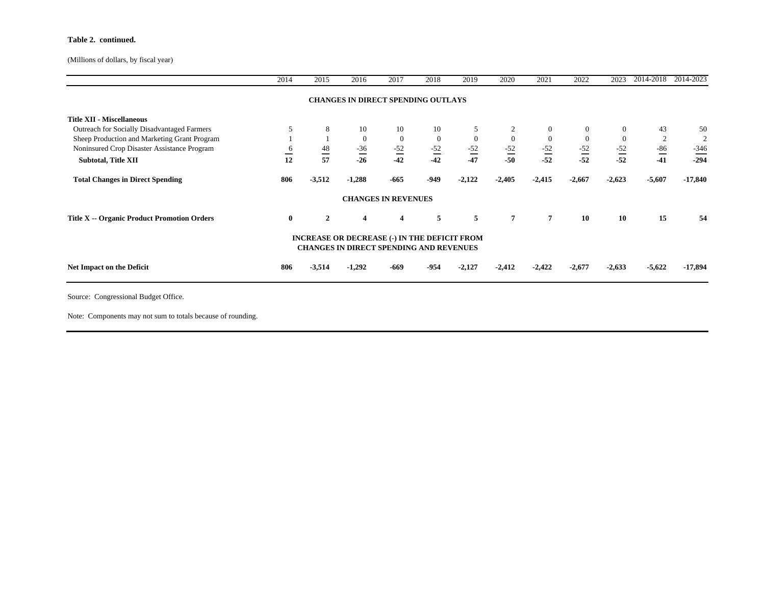**Table 2. continued.**

(Millions of dollars, by fiscal year)

| | 2014 | 2015 | 2016 | 2017 | 2018 | 2019 | 2020 | 2021 | 2022 | 2023 | 2014-2018 | 2014-2023 |
|---|---|---|---|---|---|---|---|---|---|---|---|---|
| | | | | **CHANGES IN DIRECT SPENDING OUTLAYS** | | | | | | | | |
| **Title XII - Miscellaneous** | | | | | | | | | | | | |
| Outreach for Socially Disadvantaged Farmers | 5 | 8 | 10 | 10 | 10 | 5 | 2 | 0 | 0 | 0 | 43 | 50 |
| Sheep Production and Marketing Grant Program | 1 | 1 | 0 | 0 | 0 | 0 | 0 | 0 | 0 | 0 | 2 | 2 |
| Noninsured Crop Disaster Assistance Program | 6 | 48 | -36 | -52 | -52 | -52 | -52 | -52 | -52 | -52 | -86 | -346 |
| **Subtotal, Title XII** | **12** | **57** | **-26** | **-42** | **-42** | **-47** | **-50** | **-52** | **-52** | **-52** | **-41** | **-294** |
| **Total Changes in Direct Spending** | **806** | **-3,512** | **-1,288** | **-665** | **-949** | **-2,122** | **-2,405** | **-2,415** | **-2,667** | **-2,623** | **-5,607** | **-17,840** |
| | | | | **CHANGES IN REVENUES** | | | | | | | | |
| **Title X -- Organic Product Promotion Orders** | **0** | **2** | **4** | **4** | **5** | **5** | **7** | **7** | **10** | **10** | **15** | **54** |
| | | | | **INCREASE OR DECREASE (-) IN THE DEFICIT FROM CHANGES IN DIRECT SPENDING AND REVENUES** | | | | | | | | |
| **Net Impact on the Deficit** | **806** | **-3,514** | **-1,292** | **-669** | **-954** | **-2,127** | **-2,412** | **-2,422** | **-2,677** | **-2,633** | **-5,622** | **-17,894** |

Source: Congressional Budget Office.

Note: Components may not sum to totals because of rounding.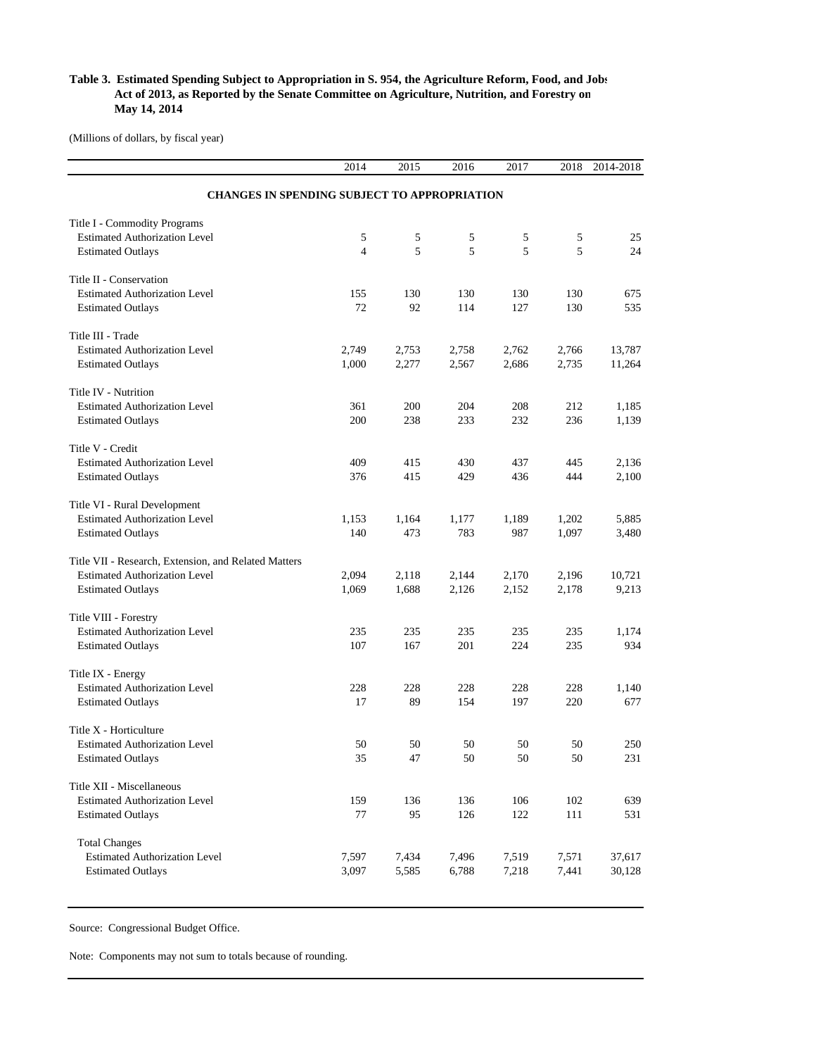**Table 3. Estimated Spending Subject to Appropriation in S. 954, the Agriculture Reform, Food, and Jobs Act of 2013, as Reported by the Senate Committee on Agriculture, Nutrition, and Forestry on May 14, 2014**

(Millions of dollars, by fiscal year)

| | 2014 | 2015 | 2016 | 2017 | 2018 | 2014-2018 |
|---|---|---|---|---|---|---|
| **CHANGES IN SPENDING SUBJECT TO APPROPRIATION** | | | | | | |
| Title I - Commodity Programs | | | | | | |
| Estimated Authorization Level | 5 | 5 | 5 | 5 | 5 | 25 |
| Estimated Outlays | 4 | 5 | 5 | 5 | 5 | 24 |
| Title II - Conservation | | | | | | |
| Estimated Authorization Level | 155 | 130 | 130 | 130 | 130 | 675 |
| Estimated Outlays | 72 | 92 | 114 | 127 | 130 | 535 |
| Title III - Trade | | | | | | |
| Estimated Authorization Level | 2,749 | 2,753 | 2,758 | 2,762 | 2,766 | 13,787 |
| Estimated Outlays | 1,000 | 2,277 | 2,567 | 2,686 | 2,735 | 11,264 |
| Title IV - Nutrition | | | | | | |
| Estimated Authorization Level | 361 | 200 | 204 | 208 | 212 | 1,185 |
| Estimated Outlays | 200 | 238 | 233 | 232 | 236 | 1,139 |
| Title V - Credit | | | | | | |
| Estimated Authorization Level | 409 | 415 | 430 | 437 | 445 | 2,136 |
| Estimated Outlays | 376 | 415 | 429 | 436 | 444 | 2,100 |
| Title VI - Rural Development | | | | | | |
| Estimated Authorization Level | 1,153 | 1,164 | 1,177 | 1,189 | 1,202 | 5,885 |
| Estimated Outlays | 140 | 473 | 783 | 987 | 1,097 | 3,480 |
| Title VII - Research, Extension, and Related Matters | | | | | | |
| Estimated Authorization Level | 2,094 | 2,118 | 2,144 | 2,170 | 2,196 | 10,721 |
| Estimated Outlays | 1,069 | 1,688 | 2,126 | 2,152 | 2,178 | 9,213 |
| Title VIII - Forestry | | | | | | |
| Estimated Authorization Level | 235 | 235 | 235 | 235 | 235 | 1,174 |
| Estimated Outlays | 107 | 167 | 201 | 224 | 235 | 934 |
| Title IX - Energy | | | | | | |
| Estimated Authorization Level | 228 | 228 | 228 | 228 | 228 | 1,140 |
| Estimated Outlays | 17 | 89 | 154 | 197 | 220 | 677 |
| Title X - Horticulture | | | | | | |
| Estimated Authorization Level | 50 | 50 | 50 | 50 | 50 | 250 |
| Estimated Outlays | 35 | 47 | 50 | 50 | 50 | 231 |
| Title XII - Miscellaneous | | | | | | |
| Estimated Authorization Level | 159 | 136 | 136 | 106 | 102 | 639 |
| Estimated Outlays | 77 | 95 | 126 | 122 | 111 | 531 |
| Total Changes | | | | | | |
| Estimated Authorization Level | 7,597 | 7,434 | 7,496 | 7,519 | 7,571 | 37,617 |
| Estimated Outlays | 3,097 | 5,585 | 6,788 | 7,218 | 7,441 | 30,128 |

Source: Congressional Budget Office.

Note: Components may not sum to totals because of rounding.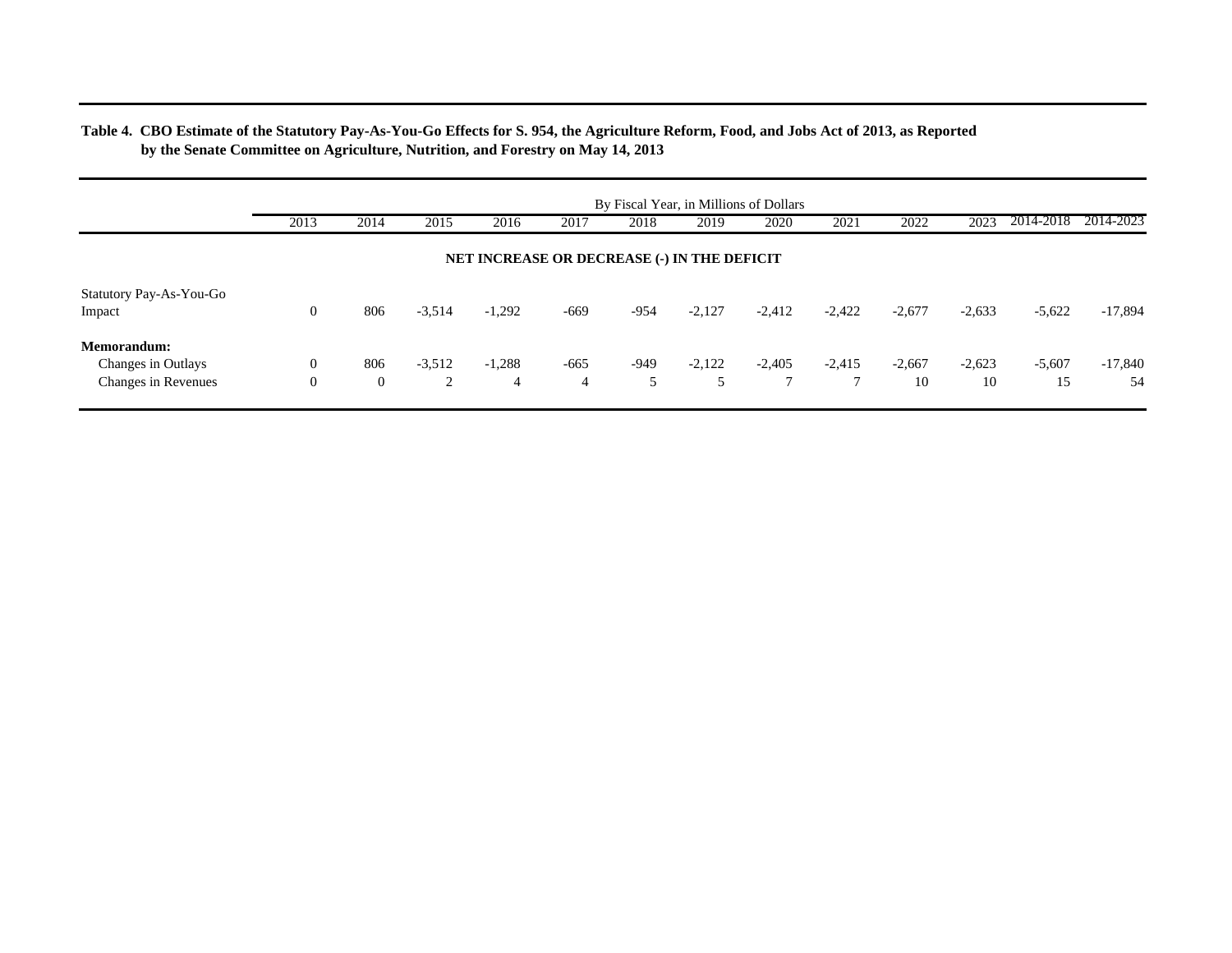**Table 4. CBO Estimate of the Statutory Pay-As-You-Go Effects for S. 954, the Agriculture Reform, Food, and Jobs Act of 2013, as Reported by the Senate Committee on Agriculture, Nutrition, and Forestry on May 14, 2013**

| | By Fiscal Year, in Millions of Dollars | | | | | | | | | | | | |
|---|---|---|---|---|---|---|---|---|---|---|---|---|---|
| | 2013 | 2014 | 2015 | 2016 | 2017 | 2018 | 2019 | 2020 | 2021 | 2022 | 2023 | 2014-2018 | 2014-2023 |
| **NET INCREASE OR DECREASE (-) IN THE DEFICIT** | | | | | | | | | | | | | |
| Statutory Pay-As-You-Go Impact | 0 | 806 | -3,514 | -1,292 | -669 | -954 | -2,127 | -2,412 | -2,422 | -2,677 | -2,633 | -5,622 | -17,894 |
| **Memorandum:** | | | | | | | | | | | | | |
| Changes in Outlays | 0 | 806 | -3,512 | -1,288 | -665 | -949 | -2,122 | -2,405 | -2,415 | -2,667 | -2,623 | -5,607 | -17,840 |
| Changes in Revenues | 0 | 0 | 2 | 4 | 4 | 5 | 5 | 7 | 7 | 10 | 10 | 15 | 54 |